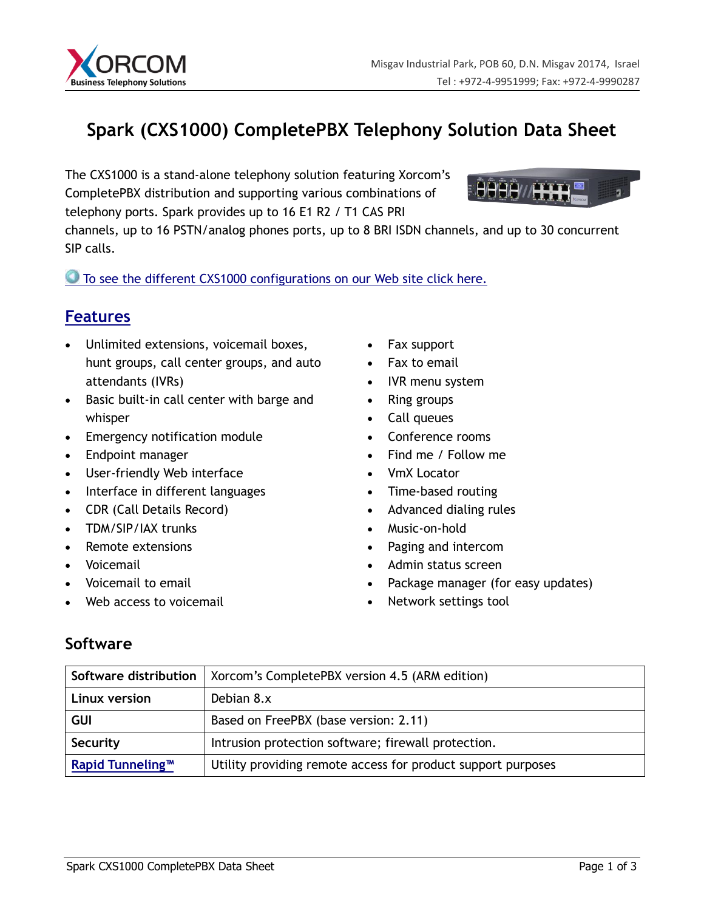# Spark (CXS1000) CompletePBX Telephony Solution Data Sheet

The CXS1000 is a stand-alone telephony solution featuring Xorcom's CompletePBX distribution and supporting various combinations of telephony ports. Spark provides up to 16 E1 R2 / T1 CAS PRI channels, up to 16 PSTN/analog phones ports, up to 8 BRI ISDN channels, and up to 30 concurrent SIP calls.

To see the different CXS1000 configurations on our Web site click here.

## Features

- Unlimited extensions, voicemail boxes, hunt groups, call center groups, and auto attendants (IVRs)
- Basic built-in call center with barge and whisper
- Emergency notification module
- Endpoint manager
- User-friendly Web interface
- Interface in different languages
- CDR (Call Details Record)
- TDM/SIP/IAX trunks
- Remote extensions
- Voicemail
- Voicemail to email
- Web access to voicemail
- Fax support
- Fax to email
- IVR menu system
- Ring groups
- Call queues
- Conference rooms
- Find me / Follow me
- VmX Locator
- Time-based routing
- Advanced dialing rules
- Music-on-hold
- Paging and intercom
- Admin status screen
- Package manager (for easy updates)
- Network settings tool

## Software

| | |
|---|---|
| **Software distribution** | Xorcom's CompletePBX version 4.5 (ARM edition) |
| **Linux version** | Debian 8.x |
| **GUI** | Based on FreePBX (base version: 2.11) |
| **Security** | Intrusion protection software; firewall protection. |
| **Rapid Tunneling™** | Utility providing remote access for product support purposes |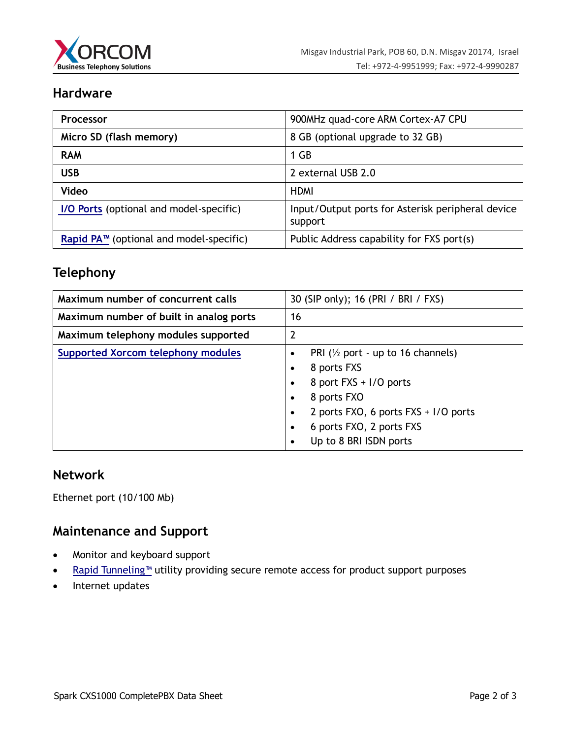## Hardware

| Processor | 900MHz quad-core ARM Cortex-A7 CPU |
|---|---|
| Micro SD (flash memory) | 8 GB (optional upgrade to 32 GB) |
| RAM | 1 GB |
| USB | 2 external USB 2.0 |
| Video | HDMI |
| I/O Ports (optional and model-specific) | Input/Output ports for Asterisk peripheral device support |
| Rapid PA™ (optional and model-specific) | Public Address capability for FXS port(s) |

## Telephony

| Maximum number of concurrent calls | 30 (SIP only); 16 (PRI / BRI / FXS) |
|---|---|
| Maximum number of built in analog ports | 16 |
| Maximum telephony modules supported | 2 |
| Supported Xorcom telephony modules | • PRI (½ port - up to 16 channels)<br>• 8 ports FXS<br>• 8 port FXS + I/O ports<br>• 8 ports FXO<br>• 2 ports FXO, 6 ports FXS + I/O ports<br>• 6 ports FXO, 2 ports FXS<br>• Up to 8 BRI ISDN ports |

## Network

Ethernet port (10/100 Mb)

## Maintenance and Support

- Monitor and keyboard support
- Rapid Tunneling™ utility providing secure remote access for product support purposes
- Internet updates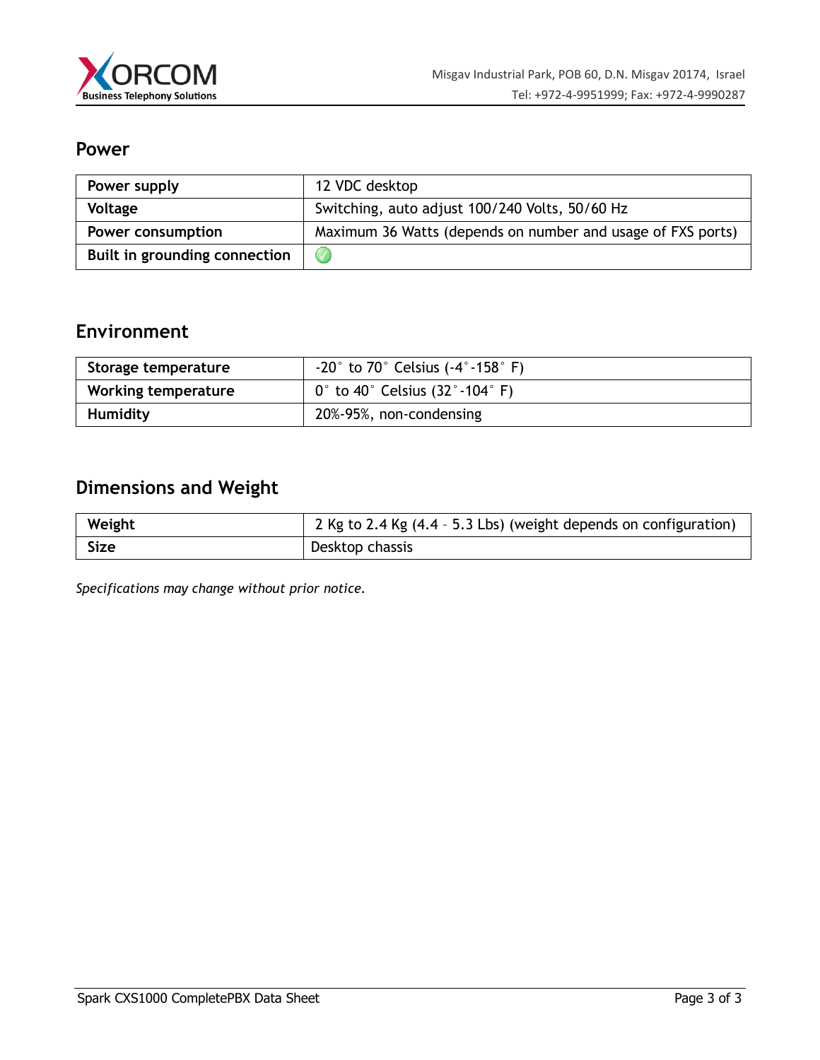## Power

| | |
|---|---|
| **Power supply** | 12 VDC desktop |
| **Voltage** | Switching, auto adjust 100/240 Volts, 50/60 Hz |
| **Power consumption** | Maximum 36 Watts (depends on number and usage of FXS ports) |
| **Built in grounding connection** | ✓ |

## Environment

| | |
|---|---|
| **Storage temperature** | -20° to 70° Celsius (-4°-158° F) |
| **Working temperature** | 0° to 40° Celsius (32°-104° F) |
| **Humidity** | 20%-95%, non-condensing |

## Dimensions and Weight

| | |
|---|---|
| **Weight** | 2 Kg to 2.4 Kg (4.4 – 5.3 Lbs) (weight depends on configuration) |
| **Size** | Desktop chassis |

*Specifications may change without prior notice.*